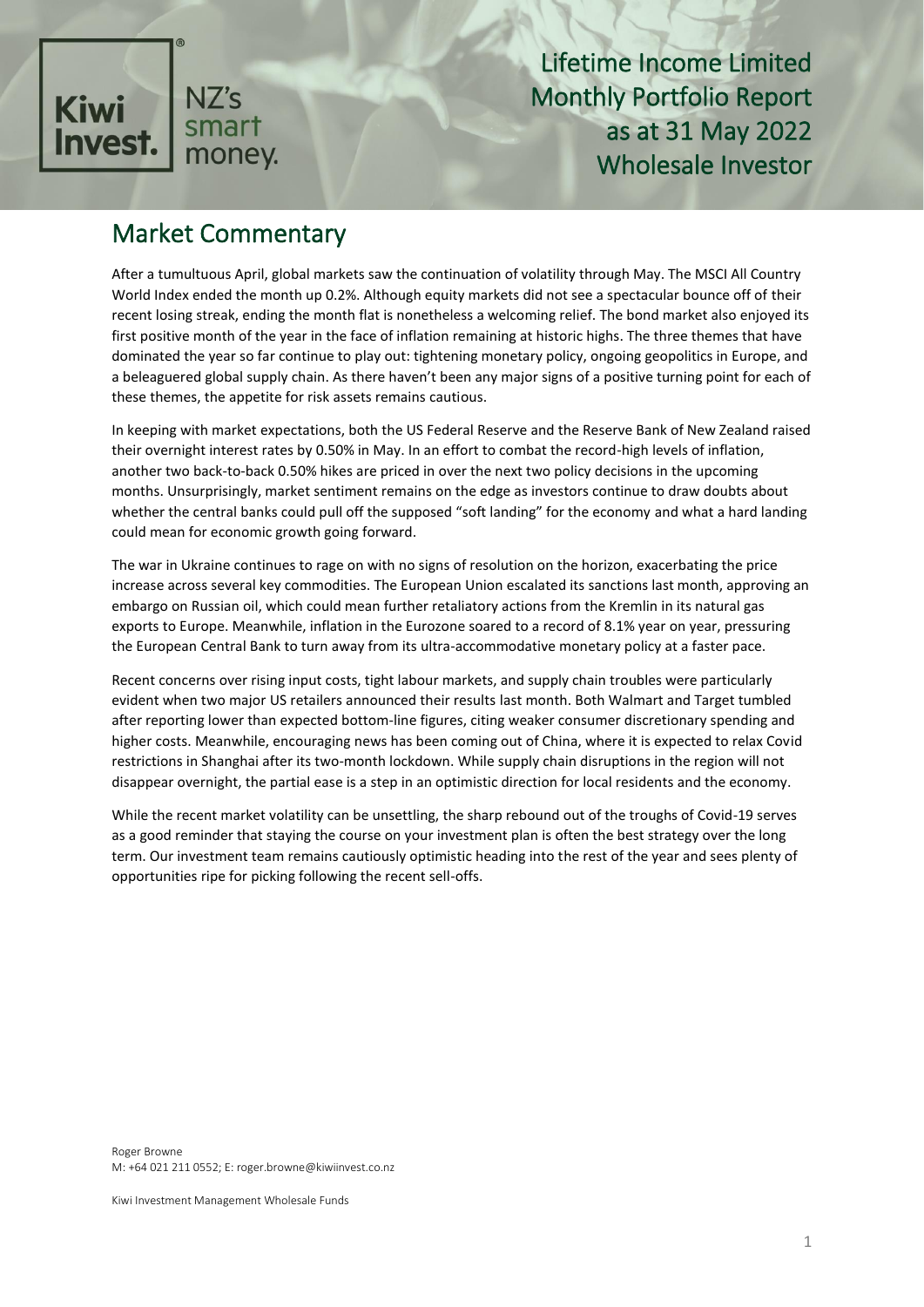Kiwi Invest. NZ's smart money.

# Lifetime Income Limited Monthly Portfolio Report as at 31 May 2022 Wholesale Investor

## Market Commentary

After a tumultuous April, global markets saw the continuation of volatility through May. The MSCI All Country World Index ended the month up 0.2%. Although equity markets did not see a spectacular bounce off of their recent losing streak, ending the month flat is nonetheless a welcoming relief. The bond market also enjoyed its first positive month of the year in the face of inflation remaining at historic highs. The three themes that have dominated the year so far continue to play out: tightening monetary policy, ongoing geopolitics in Europe, and a beleaguered global supply chain. As there haven't been any major signs of a positive turning point for each of these themes, the appetite for risk assets remains cautious.

In keeping with market expectations, both the US Federal Reserve and the Reserve Bank of New Zealand raised their overnight interest rates by 0.50% in May. In an effort to combat the record-high levels of inflation, another two back-to-back 0.50% hikes are priced in over the next two policy decisions in the upcoming months. Unsurprisingly, market sentiment remains on the edge as investors continue to draw doubts about whether the central banks could pull off the supposed "soft landing" for the economy and what a hard landing could mean for economic growth going forward.

The war in Ukraine continues to rage on with no signs of resolution on the horizon, exacerbating the price increase across several key commodities. The European Union escalated its sanctions last month, approving an embargo on Russian oil, which could mean further retaliatory actions from the Kremlin in its natural gas exports to Europe. Meanwhile, inflation in the Eurozone soared to a record of 8.1% year on year, pressuring the European Central Bank to turn away from its ultra-accommodative monetary policy at a faster pace.

Recent concerns over rising input costs, tight labour markets, and supply chain troubles were particularly evident when two major US retailers announced their results last month. Both Walmart and Target tumbled after reporting lower than expected bottom-line figures, citing weaker consumer discretionary spending and higher costs. Meanwhile, encouraging news has been coming out of China, where it is expected to relax Covid restrictions in Shanghai after its two-month lockdown. While supply chain disruptions in the region will not disappear overnight, the partial ease is a step in an optimistic direction for local residents and the economy.

While the recent market volatility can be unsettling, the sharp rebound out of the troughs of Covid-19 serves as a good reminder that staying the course on your investment plan is often the best strategy over the long term. Our investment team remains cautiously optimistic heading into the rest of the year and sees plenty of opportunities ripe for picking following the recent sell-offs.

Roger Browne
M: +64 021 211 0552; E: roger.browne@kiwiinvest.co.nz

Kiwi Investment Management Wholesale Funds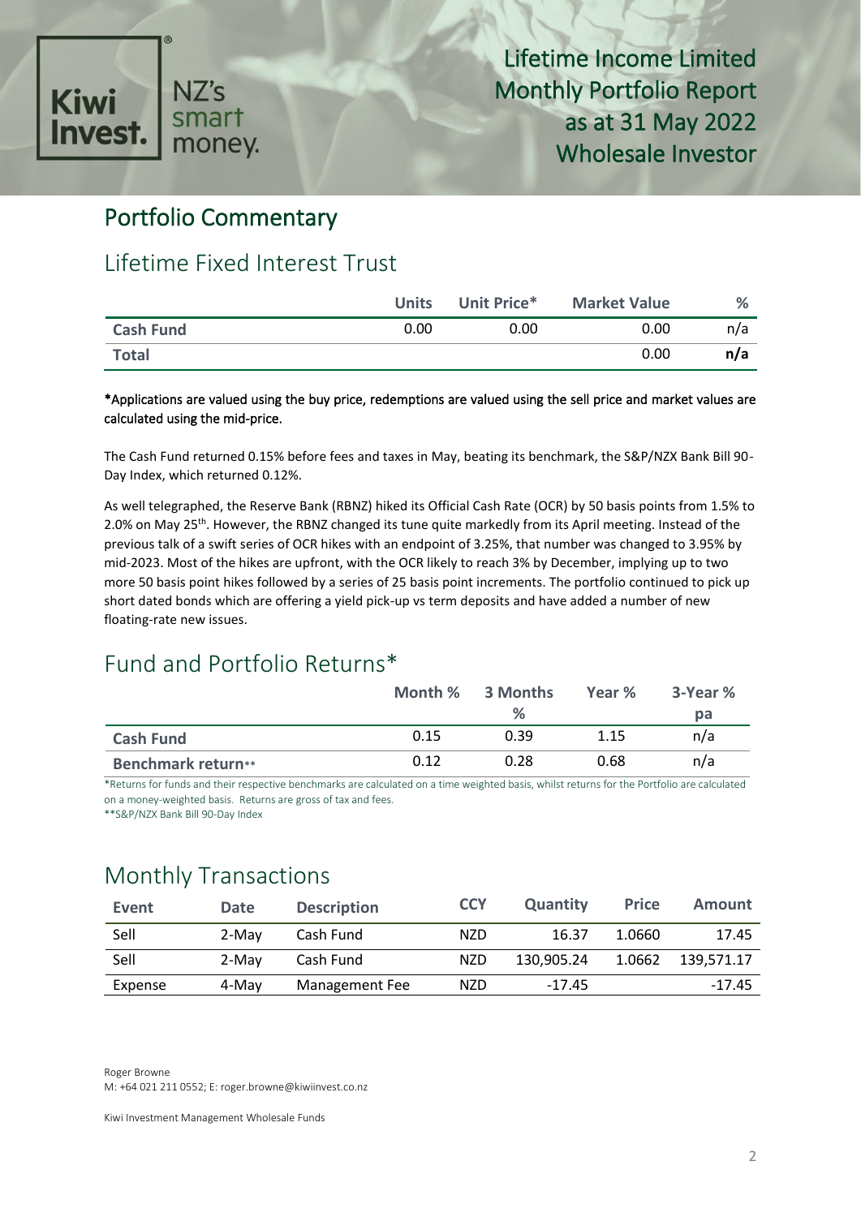# Lifetime Income Limited
# Monthly Portfolio Report as at 31 May 2022
# Wholesale Investor

## Portfolio Commentary

## Lifetime Fixed Interest Trust

| | Units | Unit Price* | Market Value | % |
|---|---|---|---|---|
| **Cash Fund** | 0.00 | 0.00 | 0.00 | n/a |
| **Total** | | | 0.00 | **n/a** |

*Applications are valued using the buy price, redemptions are valued using the sell price and market values are calculated using the mid-price.

The Cash Fund returned 0.15% before fees and taxes in May, beating its benchmark, the S&P/NZX Bank Bill 90-Day Index, which returned 0.12%.

As well telegraphed, the Reserve Bank (RBNZ) hiked its Official Cash Rate (OCR) by 50 basis points from 1.5% to 2.0% on May 25th. However, the RBNZ changed its tune quite markedly from its April meeting. Instead of the previous talk of a swift series of OCR hikes with an endpoint of 3.25%, that number was changed to 3.95% by mid-2023. Most of the hikes are upfront, with the OCR likely to reach 3% by December, implying up to two more 50 basis point hikes followed by a series of 25 basis point increments. The portfolio continued to pick up short dated bonds which are offering a yield pick-up vs term deposits and have added a number of new floating-rate new issues.

## Fund and Portfolio Returns*

| | Month % | 3 Months % | Year % | 3-Year % pa |
|---|---|---|---|---|
| **Cash Fund** | 0.15 | 0.39 | 1.15 | n/a |
| **Benchmark return**** | 0.12 | 0.28 | 0.68 | n/a |

*Returns for funds and their respective benchmarks are calculated on a time weighted basis, whilst returns for the Portfolio are calculated on a money-weighted basis. Returns are gross of tax and fees.
**S&P/NZX Bank Bill 90-Day Index

## Monthly Transactions

| Event | Date | Description | CCY | Quantity | Price | Amount |
|---|---|---|---|---|---|---|
| Sell | 2-May | Cash Fund | NZD | 16.37 | 1.0660 | 17.45 |
| Sell | 2-May | Cash Fund | NZD | 130,905.24 | 1.0662 | 139,571.17 |
| Expense | 4-May | Management Fee | NZD | -17.45 | | -17.45 |

Roger Browne
M: +64 021 211 0552; E: roger.browne@kiwiinvest.co.nz

Kiwi Investment Management Wholesale Funds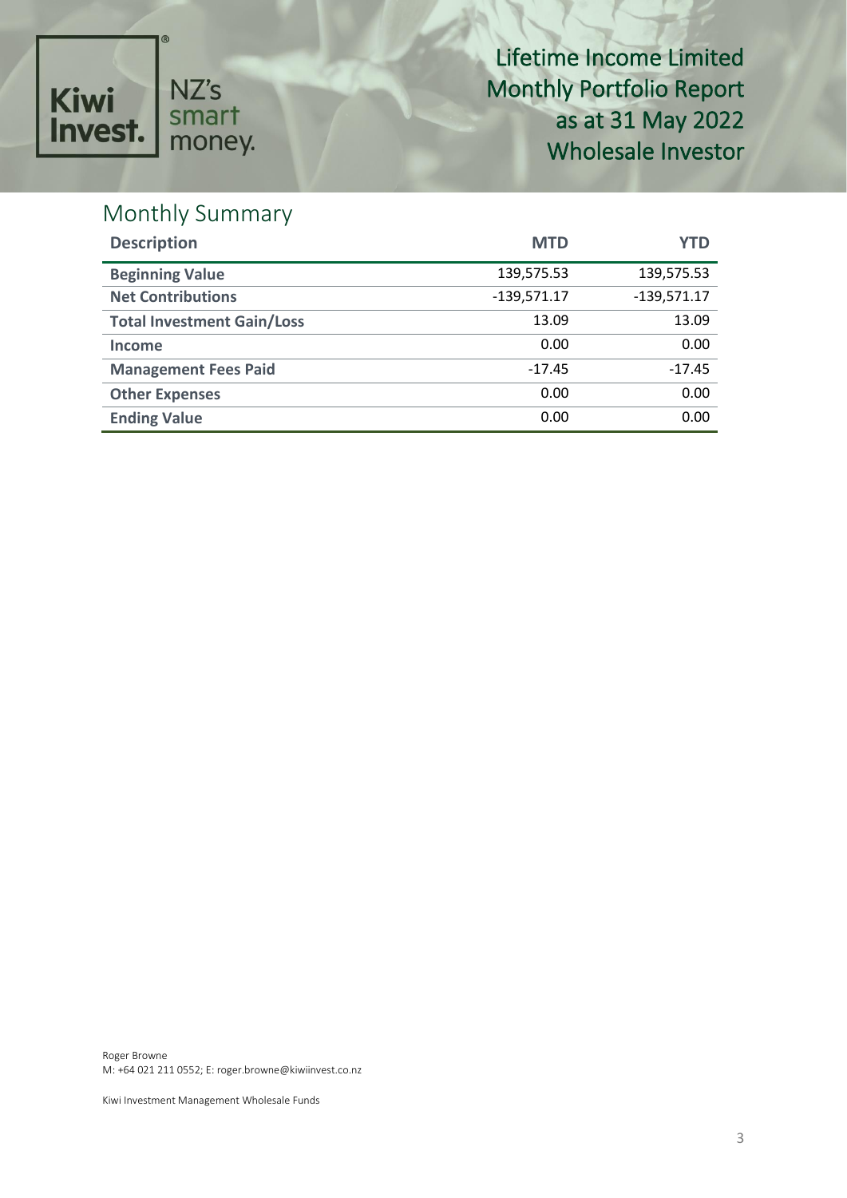Kiwi Invest. NZ's smart money.

# Lifetime Income Limited Monthly Portfolio Report as at 31 May 2022 Wholesale Investor

## Monthly Summary

| Description | MTD | YTD |
|---|---|---|
| **Beginning Value** | 139,575.53 | 139,575.53 |
| **Net Contributions** | -139,571.17 | -139,571.17 |
| **Total Investment Gain/Loss** | 13.09 | 13.09 |
| **Income** | 0.00 | 0.00 |
| **Management Fees Paid** | -17.45 | -17.45 |
| **Other Expenses** | 0.00 | 0.00 |
| **Ending Value** | 0.00 | 0.00 |

Roger Browne
M: +64 021 211 0552; E: roger.browne@kiwiinvest.co.nz

Kiwi Investment Management Wholesale Funds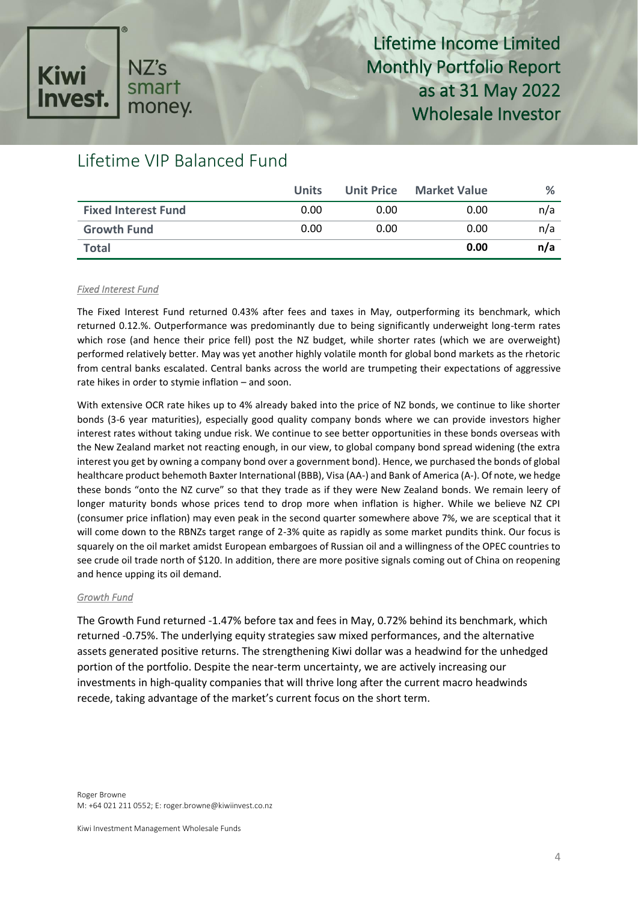# Lifetime VIP Balanced Fund

| | Units | Unit Price | Market Value | % |
|---|---|---|---|---|
| **Fixed Interest Fund** | 0.00 | 0.00 | 0.00 | n/a |
| **Growth Fund** | 0.00 | 0.00 | 0.00 | n/a |
| **Total** | | | **0.00** | **n/a** |

*Fixed Interest Fund*

The Fixed Interest Fund returned 0.43% after fees and taxes in May, outperforming its benchmark, which returned 0.12.%. Outperformance was predominantly due to being significantly underweight long-term rates which rose (and hence their price fell) post the NZ budget, while shorter rates (which we are overweight) performed relatively better. May was yet another highly volatile month for global bond markets as the rhetoric from central banks escalated. Central banks across the world are trumpeting their expectations of aggressive rate hikes in order to stymie inflation – and soon.

With extensive OCR rate hikes up to 4% already baked into the price of NZ bonds, we continue to like shorter bonds (3-6 year maturities), especially good quality company bonds where we can provide investors higher interest rates without taking undue risk. We continue to see better opportunities in these bonds overseas with the New Zealand market not reacting enough, in our view, to global company bond spread widening (the extra interest you get by owning a company bond over a government bond). Hence, we purchased the bonds of global healthcare product behemoth Baxter International (BBB), Visa (AA-) and Bank of America (A-). Of note, we hedge these bonds "onto the NZ curve" so that they trade as if they were New Zealand bonds. We remain leery of longer maturity bonds whose prices tend to drop more when inflation is higher. While we believe NZ CPI (consumer price inflation) may even peak in the second quarter somewhere above 7%, we are sceptical that it will come down to the RBNZs target range of 2-3% quite as rapidly as some market pundits think. Our focus is squarely on the oil market amidst European embargoes of Russian oil and a willingness of the OPEC countries to see crude oil trade north of $120. In addition, there are more positive signals coming out of China on reopening and hence upping its oil demand.

*Growth Fund*

The Growth Fund returned -1.47% before tax and fees in May, 0.72% behind its benchmark, which returned -0.75%. The underlying equity strategies saw mixed performances, and the alternative assets generated positive returns. The strengthening Kiwi dollar was a headwind for the unhedged portion of the portfolio. Despite the near-term uncertainty, we are actively increasing our investments in high-quality companies that will thrive long after the current macro headwinds recede, taking advantage of the market's current focus on the short term.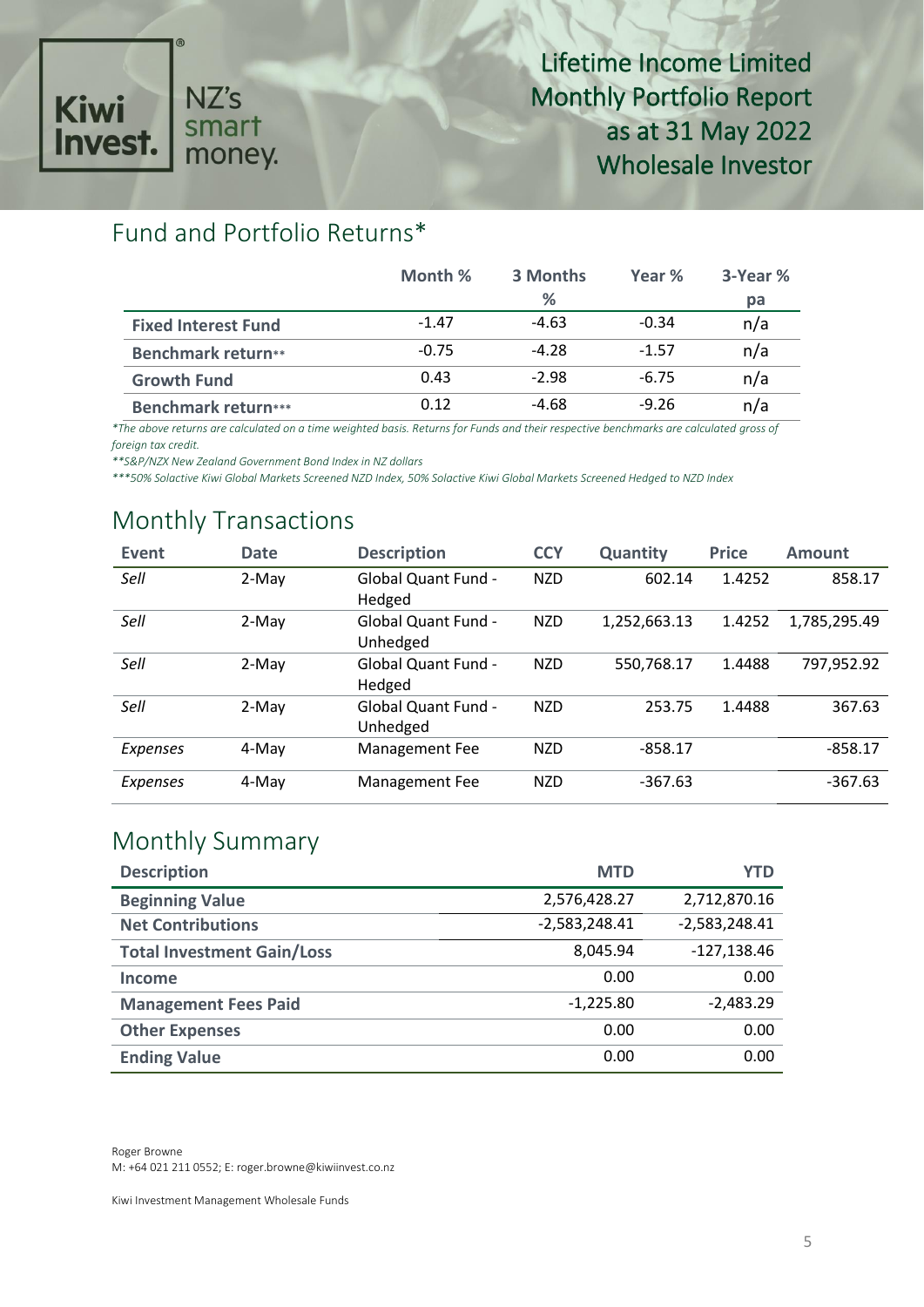Kiwi Invest. NZ's smart money.

# Lifetime Income Limited Monthly Portfolio Report as at 31 May 2022 Wholesale Investor

## Fund and Portfolio Returns*

| | Month % | 3 Months % | Year % | 3-Year % pa |
|---|---|---|---|---|
| **Fixed Interest Fund** | -1.47 | -4.63 | -0.34 | n/a |
| **Benchmark return**** | -0.75 | -4.28 | -1.57 | n/a |
| **Growth Fund** | 0.43 | -2.98 | -6.75 | n/a |
| **Benchmark return***** | 0.12 | -4.68 | -9.26 | n/a |

*\*The above returns are calculated on a time weighted basis. Returns for Funds and their respective benchmarks are calculated gross of foreign tax credit.*

*\*\*S&P/NZX New Zealand Government Bond Index in NZ dollars*

*\*\*\*50% Solactive Kiwi Global Markets Screened NZD Index, 50% Solactive Kiwi Global Markets Screened Hedged to NZD Index*

## Monthly Transactions

| Event | Date | Description | CCY | Quantity | Price | Amount |
|---|---|---|---|---|---|---|
| *Sell* | 2-May | Global Quant Fund - Hedged | NZD | 602.14 | 1.4252 | 858.17 |
| *Sell* | 2-May | Global Quant Fund - Unhedged | NZD | 1,252,663.13 | 1.4252 | 1,785,295.49 |
| *Sell* | 2-May | Global Quant Fund - Hedged | NZD | 550,768.17 | 1.4488 | 797,952.92 |
| *Sell* | 2-May | Global Quant Fund - Unhedged | NZD | 253.75 | 1.4488 | 367.63 |
| *Expenses* | 4-May | Management Fee | NZD | -858.17 | | -858.17 |
| *Expenses* | 4-May | Management Fee | NZD | -367.63 | | -367.63 |

## Monthly Summary

| Description | MTD | YTD |
|---|---|---|
| **Beginning Value** | 2,576,428.27 | 2,712,870.16 |
| **Net Contributions** | -2,583,248.41 | -2,583,248.41 |
| **Total Investment Gain/Loss** | 8,045.94 | -127,138.46 |
| **Income** | 0.00 | 0.00 |
| **Management Fees Paid** | -1,225.80 | -2,483.29 |
| **Other Expenses** | 0.00 | 0.00 |
| **Ending Value** | 0.00 | 0.00 |

Roger Browne
M: +64 021 211 0552; E: roger.browne@kiwiinvest.co.nz

Kiwi Investment Management Wholesale Funds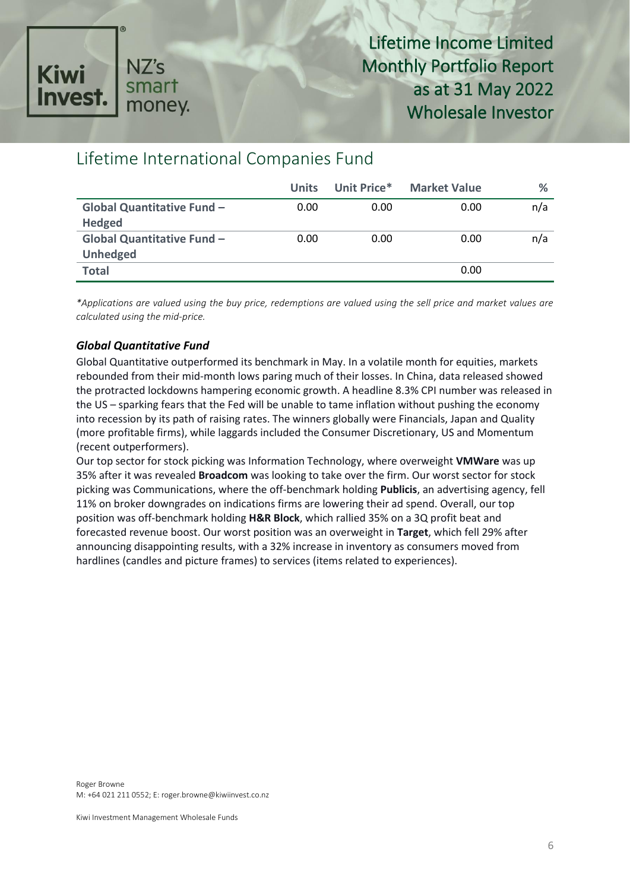# Lifetime Income Limited Monthly Portfolio Report as at 31 May 2022 Wholesale Investor

## Lifetime International Companies Fund

| | Units | Unit Price* | Market Value | % |
|---|---|---|---|---|
| **Global Quantitative Fund – Hedged** | 0.00 | 0.00 | 0.00 | n/a |
| **Global Quantitative Fund – Unhedged** | 0.00 | 0.00 | 0.00 | n/a |
| **Total** | | | 0.00 | |

*\*Applications are valued using the buy price, redemptions are valued using the sell price and market values are calculated using the mid-price.*

### *Global Quantitative Fund*

Global Quantitative outperformed its benchmark in May. In a volatile month for equities, markets rebounded from their mid-month lows paring much of their losses. In China, data released showed the protracted lockdowns hampering economic growth. A headline 8.3% CPI number was released in the US – sparking fears that the Fed will be unable to tame inflation without pushing the economy into recession by its path of raising rates. The winners globally were Financials, Japan and Quality (more profitable firms), while laggards included the Consumer Discretionary, US and Momentum (recent outperformers).

Our top sector for stock picking was Information Technology, where overweight **VMWare** was up 35% after it was revealed **Broadcom** was looking to take over the firm. Our worst sector for stock picking was Communications, where the off-benchmark holding **Publicis**, an advertising agency, fell 11% on broker downgrades on indications firms are lowering their ad spend. Overall, our top position was off-benchmark holding **H&R Block**, which rallied 35% on a 3Q profit beat and forecasted revenue boost. Our worst position was an overweight in **Target**, which fell 29% after announcing disappointing results, with a 32% increase in inventory as consumers moved from hardlines (candles and picture frames) to services (items related to experiences).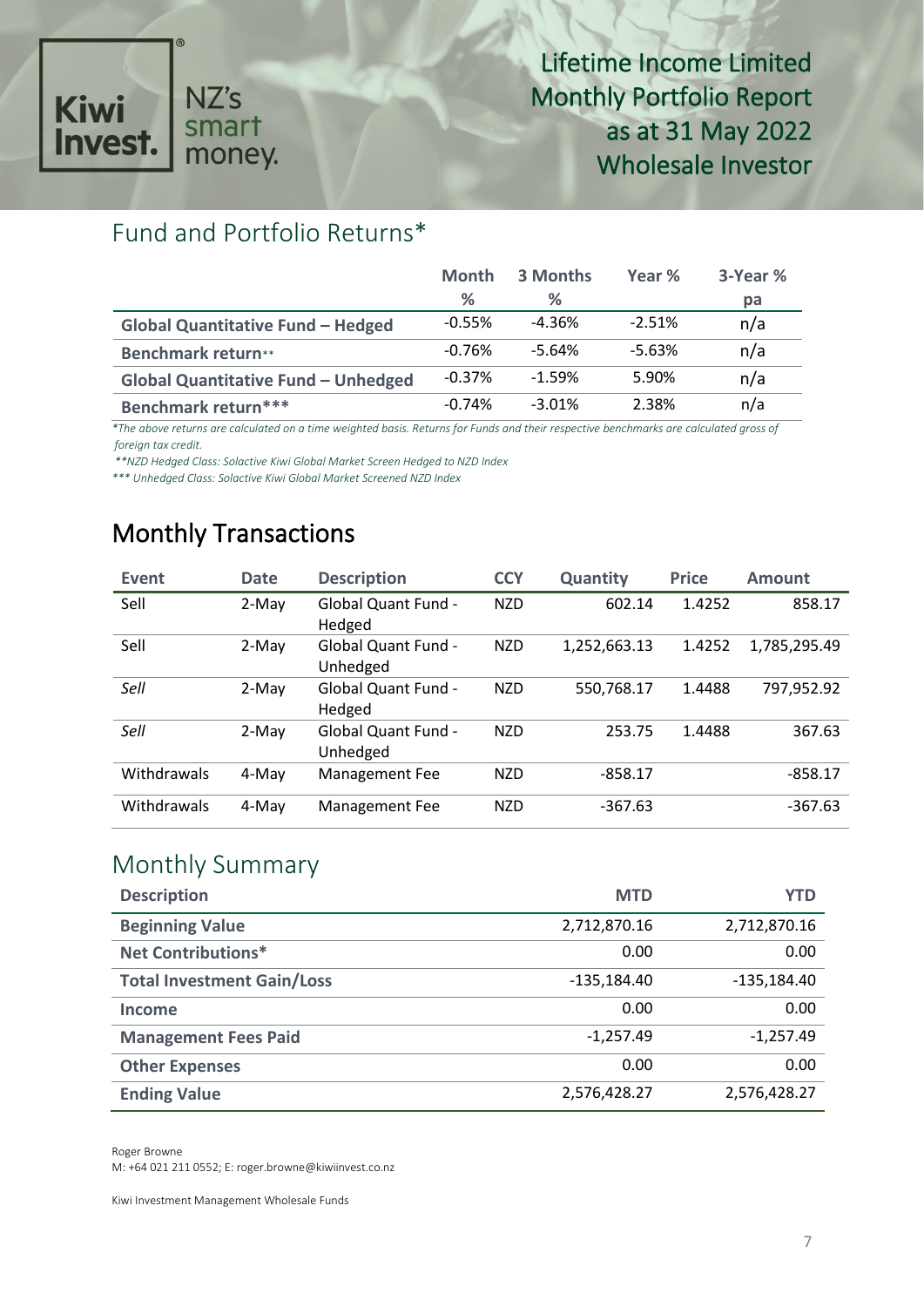Kiwi Invest. NZ's smart money.

# Lifetime Income Limited Monthly Portfolio Report as at 31 May 2022 Wholesale Investor

## Fund and Portfolio Returns*

| | Month % | 3 Months % | Year % | 3-Year % pa |
|---|---|---|---|---|
| **Global Quantitative Fund – Hedged** | -0.55% | -4.36% | -2.51% | n/a |
| **Benchmark return**** | -0.76% | -5.64% | -5.63% | n/a |
| **Global Quantitative Fund – Unhedged** | -0.37% | -1.59% | 5.90% | n/a |
| **Benchmark return***** | -0.74% | -3.01% | 2.38% | n/a |

*\*The above returns are calculated on a time weighted basis. Returns for Funds and their respective benchmarks are calculated gross of foreign tax credit.*

*\*\*NZD Hedged Class: Solactive Kiwi Global Market Screen Hedged to NZD Index*

*\*\*\* Unhedged Class: Solactive Kiwi Global Market Screened NZD Index*

## Monthly Transactions

| Event | Date | Description | CCY | Quantity | Price | Amount |
|---|---|---|---|---|---|---|
| Sell | 2-May | Global Quant Fund - Hedged | NZD | 602.14 | 1.4252 | 858.17 |
| Sell | 2-May | Global Quant Fund - Unhedged | NZD | 1,252,663.13 | 1.4252 | 1,785,295.49 |
| *Sell* | 2-May | Global Quant Fund - Hedged | NZD | 550,768.17 | 1.4488 | 797,952.92 |
| *Sell* | 2-May | Global Quant Fund - Unhedged | NZD | 253.75 | 1.4488 | 367.63 |
| Withdrawals | 4-May | Management Fee | NZD | -858.17 | | -858.17 |
| Withdrawals | 4-May | Management Fee | NZD | -367.63 | | -367.63 |

## Monthly Summary

| Description | MTD | YTD |
|---|---|---|
| **Beginning Value** | 2,712,870.16 | 2,712,870.16 |
| **Net Contributions*** | 0.00 | 0.00 |
| **Total Investment Gain/Loss** | -135,184.40 | -135,184.40 |
| **Income** | 0.00 | 0.00 |
| **Management Fees Paid** | -1,257.49 | -1,257.49 |
| **Other Expenses** | 0.00 | 0.00 |
| **Ending Value** | 2,576,428.27 | 2,576,428.27 |

Roger Browne
M: +64 021 211 0552; E: roger.browne@kiwiinvest.co.nz

Kiwi Investment Management Wholesale Funds